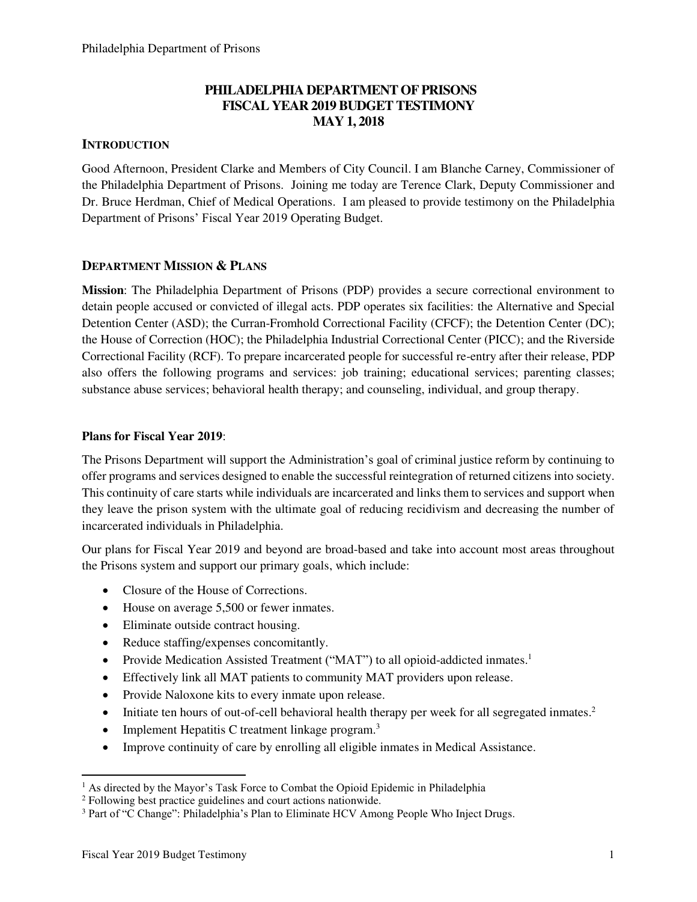# PHILADELPHIA DEPARTMENT OF PRISONS
# FISCAL YEAR 2019 BUDGET TESTIMONY
# MAY 1, 2018

## INTRODUCTION

Good Afternoon, President Clarke and Members of City Council. I am Blanche Carney, Commissioner of the Philadelphia Department of Prisons. Joining me today are Terence Clark, Deputy Commissioner and Dr. Bruce Herdman, Chief of Medical Operations. I am pleased to provide testimony on the Philadelphia Department of Prisons' Fiscal Year 2019 Operating Budget.

## DEPARTMENT MISSION & PLANS

**Mission**: The Philadelphia Department of Prisons (PDP) provides a secure correctional environment to detain people accused or convicted of illegal acts. PDP operates six facilities: the Alternative and Special Detention Center (ASD); the Curran-Fromhold Correctional Facility (CFCF); the Detention Center (DC); the House of Correction (HOC); the Philadelphia Industrial Correctional Center (PICC); and the Riverside Correctional Facility (RCF). To prepare incarcerated people for successful re-entry after their release, PDP also offers the following programs and services: job training; educational services; parenting classes; substance abuse services; behavioral health therapy; and counseling, individual, and group therapy.

**Plans for Fiscal Year 2019**:

The Prisons Department will support the Administration's goal of criminal justice reform by continuing to offer programs and services designed to enable the successful reintegration of returned citizens into society. This continuity of care starts while individuals are incarcerated and links them to services and support when they leave the prison system with the ultimate goal of reducing recidivism and decreasing the number of incarcerated individuals in Philadelphia.

Our plans for Fiscal Year 2019 and beyond are broad-based and take into account most areas throughout the Prisons system and support our primary goals, which include:

- Closure of the House of Corrections.
- House on average 5,500 or fewer inmates.
- Eliminate outside contract housing.
- Reduce staffing/expenses concomitantly.
- Provide Medication Assisted Treatment ("MAT") to all opioid-addicted inmates.[1]
- Effectively link all MAT patients to community MAT providers upon release.
- Provide Naloxone kits to every inmate upon release.
- Initiate ten hours of out-of-cell behavioral health therapy per week for all segregated inmates.[2]
- Implement Hepatitis C treatment linkage program.[3]
- Improve continuity of care by enrolling all eligible inmates in Medical Assistance.

---

[1] As directed by the Mayor's Task Force to Combat the Opioid Epidemic in Philadelphia

[2] Following best practice guidelines and court actions nationwide.

[3] Part of "C Change": Philadelphia's Plan to Eliminate HCV Among People Who Inject Drugs.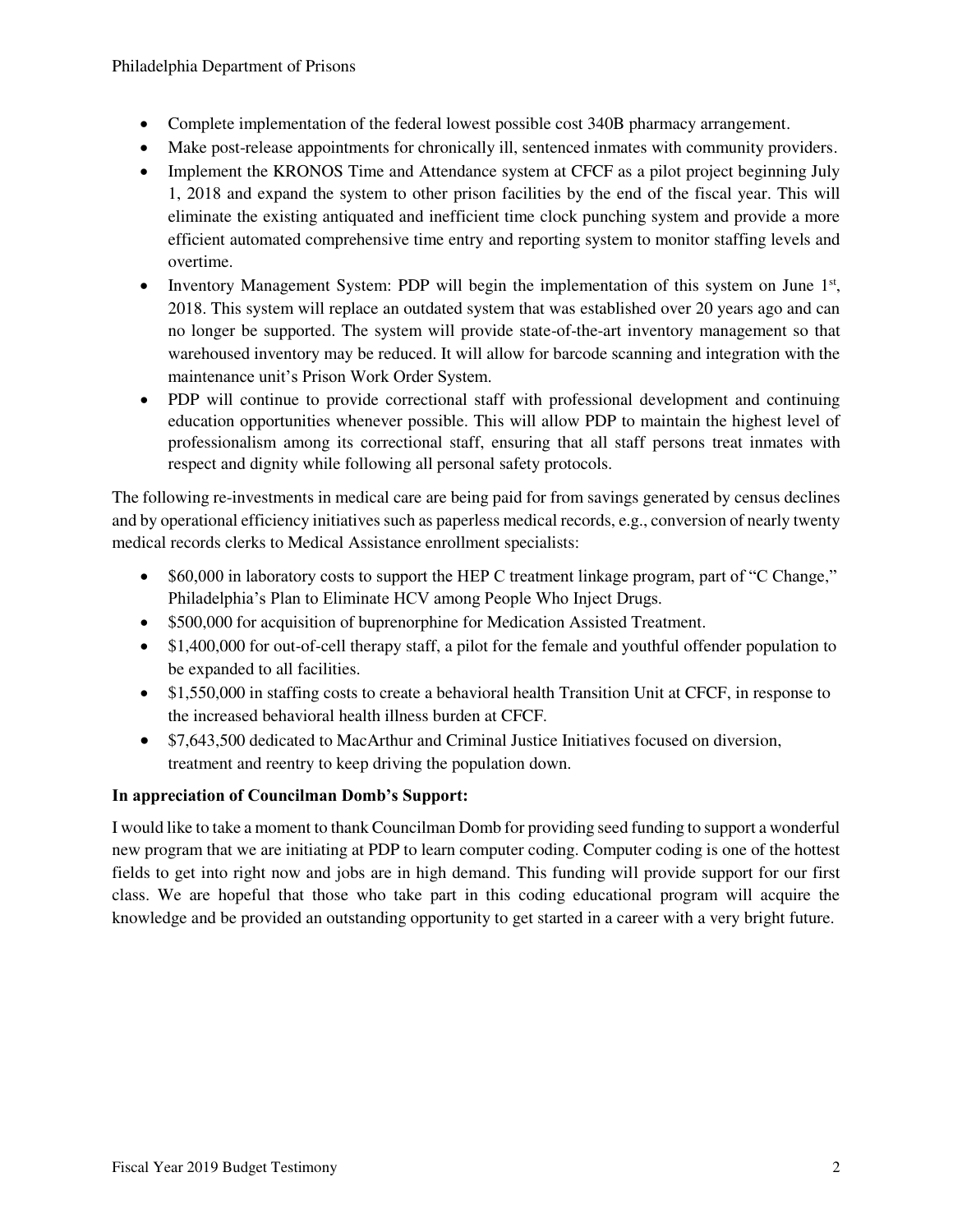- Complete implementation of the federal lowest possible cost 340B pharmacy arrangement.
- Make post-release appointments for chronically ill, sentenced inmates with community providers.
- Implement the KRONOS Time and Attendance system at CFCF as a pilot project beginning July 1, 2018 and expand the system to other prison facilities by the end of the fiscal year. This will eliminate the existing antiquated and inefficient time clock punching system and provide a more efficient automated comprehensive time entry and reporting system to monitor staffing levels and overtime.
- Inventory Management System: PDP will begin the implementation of this system on June 1st, 2018. This system will replace an outdated system that was established over 20 years ago and can no longer be supported. The system will provide state-of-the-art inventory management so that warehoused inventory may be reduced. It will allow for barcode scanning and integration with the maintenance unit's Prison Work Order System.
- PDP will continue to provide correctional staff with professional development and continuing education opportunities whenever possible. This will allow PDP to maintain the highest level of professionalism among its correctional staff, ensuring that all staff persons treat inmates with respect and dignity while following all personal safety protocols.

The following re-investments in medical care are being paid for from savings generated by census declines and by operational efficiency initiatives such as paperless medical records, e.g., conversion of nearly twenty medical records clerks to Medical Assistance enrollment specialists:

- \$60,000 in laboratory costs to support the HEP C treatment linkage program, part of "C Change," Philadelphia's Plan to Eliminate HCV among People Who Inject Drugs.
- \$500,000 for acquisition of buprenorphine for Medication Assisted Treatment.
- \$1,400,000 for out-of-cell therapy staff, a pilot for the female and youthful offender population to be expanded to all facilities.
- \$1,550,000 in staffing costs to create a behavioral health Transition Unit at CFCF, in response to the increased behavioral health illness burden at CFCF.
- \$7,643,500 dedicated to MacArthur and Criminal Justice Initiatives focused on diversion, treatment and reentry to keep driving the population down.

**In appreciation of Councilman Domb's Support:**

I would like to take a moment to thank Councilman Domb for providing seed funding to support a wonderful new program that we are initiating at PDP to learn computer coding. Computer coding is one of the hottest fields to get into right now and jobs are in high demand. This funding will provide support for our first class. We are hopeful that those who take part in this coding educational program will acquire the knowledge and be provided an outstanding opportunity to get started in a career with a very bright future.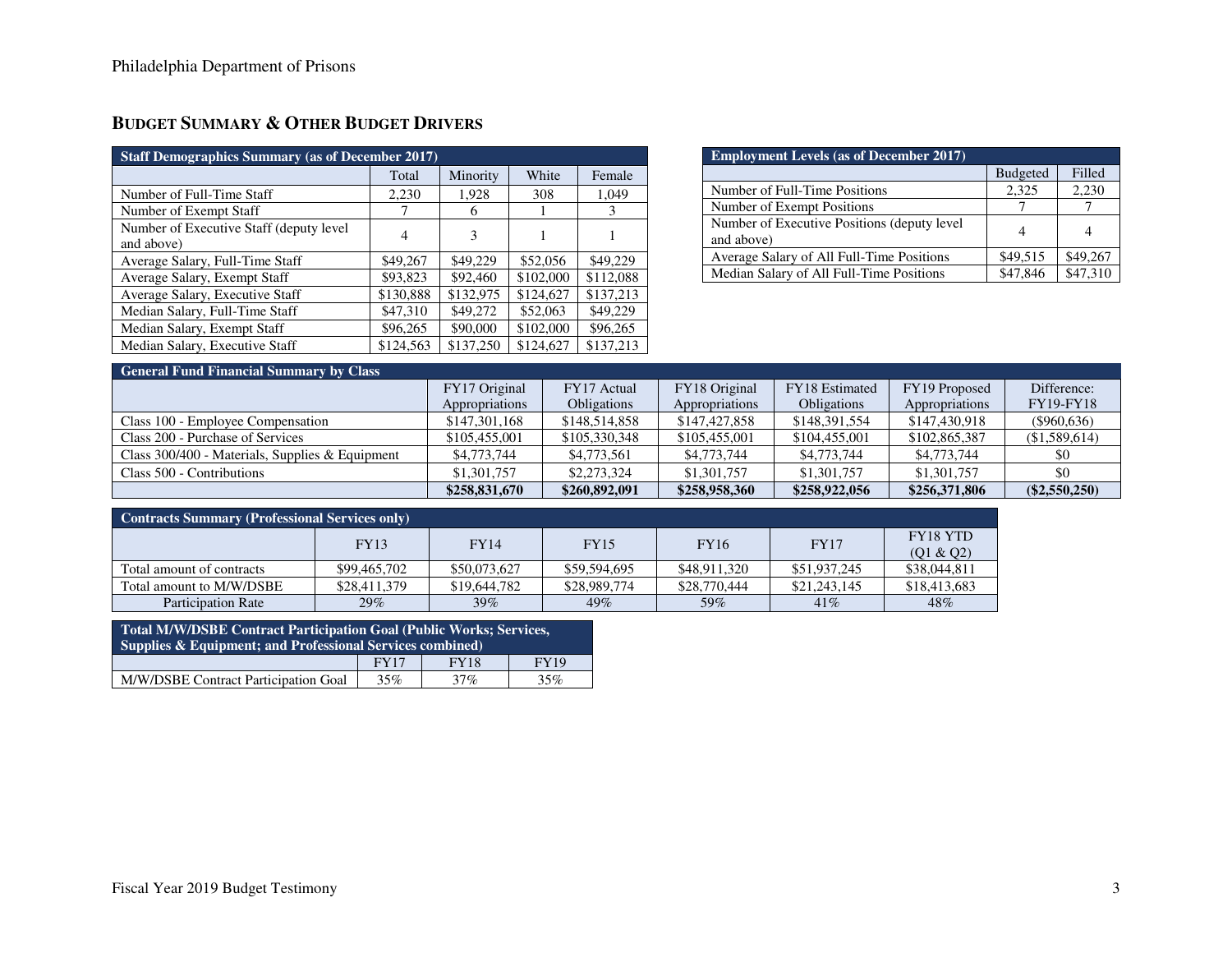## BUDGET SUMMARY & OTHER BUDGET DRIVERS

| Staff Demographics Summary (as of December 2017) | | | | |
|---|---|---|---|---|
| | Total | Minority | White | Female |
| Number of Full-Time Staff | 2,230 | 1,928 | 308 | 1,049 |
| Number of Exempt Staff | 7 | 6 | 1 | 3 |
| Number of Executive Staff (deputy level and above) | 4 | 3 | 1 | 1 |
| Average Salary, Full-Time Staff | $49,267 | $49,229 | $52,056 | $49,229 |
| Average Salary, Exempt Staff | $93,823 | $92,460 | $102,000 | $112,088 |
| Average Salary, Executive Staff | $130,888 | $132,975 | $124,627 | $137,213 |
| Median Salary, Full-Time Staff | $47,310 | $49,272 | $52,063 | $49,229 |
| Median Salary, Exempt Staff | $96,265 | $90,000 | $102,000 | $96,265 |
| Median Salary, Executive Staff | $124,563 | $137,250 | $124,627 | $137,213 |

| Employment Levels (as of December 2017) | | |
|---|---|---|
| | Budgeted | Filled |
| Number of Full-Time Positions | 2,325 | 2,230 |
| Number of Exempt Positions | 7 | 7 |
| Number of Executive Positions (deputy level and above) | 4 | 4 |
| Average Salary of All Full-Time Positions | $49,515 | $49,267 |
| Median Salary of All Full-Time Positions | $47,846 | $47,310 |

| General Fund Financial Summary by Class | | | | | | |
|---|---|---|---|---|---|---|
| | FY17 Original Appropriations | FY17 Actual Obligations | FY18 Original Appropriations | FY18 Estimated Obligations | FY19 Proposed Appropriations | Difference: FY19-FY18 |
| Class 100 - Employee Compensation | $147,301,168 | $148,514,858 | $147,427,858 | $148,391,554 | $147,430,918 | ($960,636) |
| Class 200 - Purchase of Services | $105,455,001 | $105,330,348 | $105,455,001 | $104,455,001 | $102,865,387 | ($1,589,614) |
| Class 300/400 - Materials, Supplies & Equipment | $4,773,744 | $4,773,561 | $4,773,744 | $4,773,744 | $4,773,744 | $0 |
| Class 500 - Contributions | $1,301,757 | $2,273,324 | $1,301,757 | $1,301,757 | $1,301,757 | $0 |
| | **$258,831,670** | **$260,892,091** | **$258,958,360** | **$258,922,056** | **$256,371,806** | **($2,550,250)** |

| Contracts Summary (Professional Services only) | | | | | | |
|---|---|---|---|---|---|---|
| | FY13 | FY14 | FY15 | FY16 | FY17 | FY18 YTD (Q1 & Q2) |
| Total amount of contracts | $99,465,702 | $50,073,627 | $59,594,695 | $48,911,320 | $51,937,245 | $38,044,811 |
| Total amount to M/W/DSBE | $28,411,379 | $19,644,782 | $28,989,774 | $28,770,444 | $21,243,145 | $18,413,683 |
| Participation Rate | 29% | 39% | 49% | 59% | 41% | 48% |

| Total M/W/DSBE Contract Participation Goal (Public Works; Services, Supplies & Equipment; and Professional Services combined) | | | |
|---|---|---|---|
| | FY17 | FY18 | FY19 |
| M/W/DSBE Contract Participation Goal | 35% | 37% | 35% |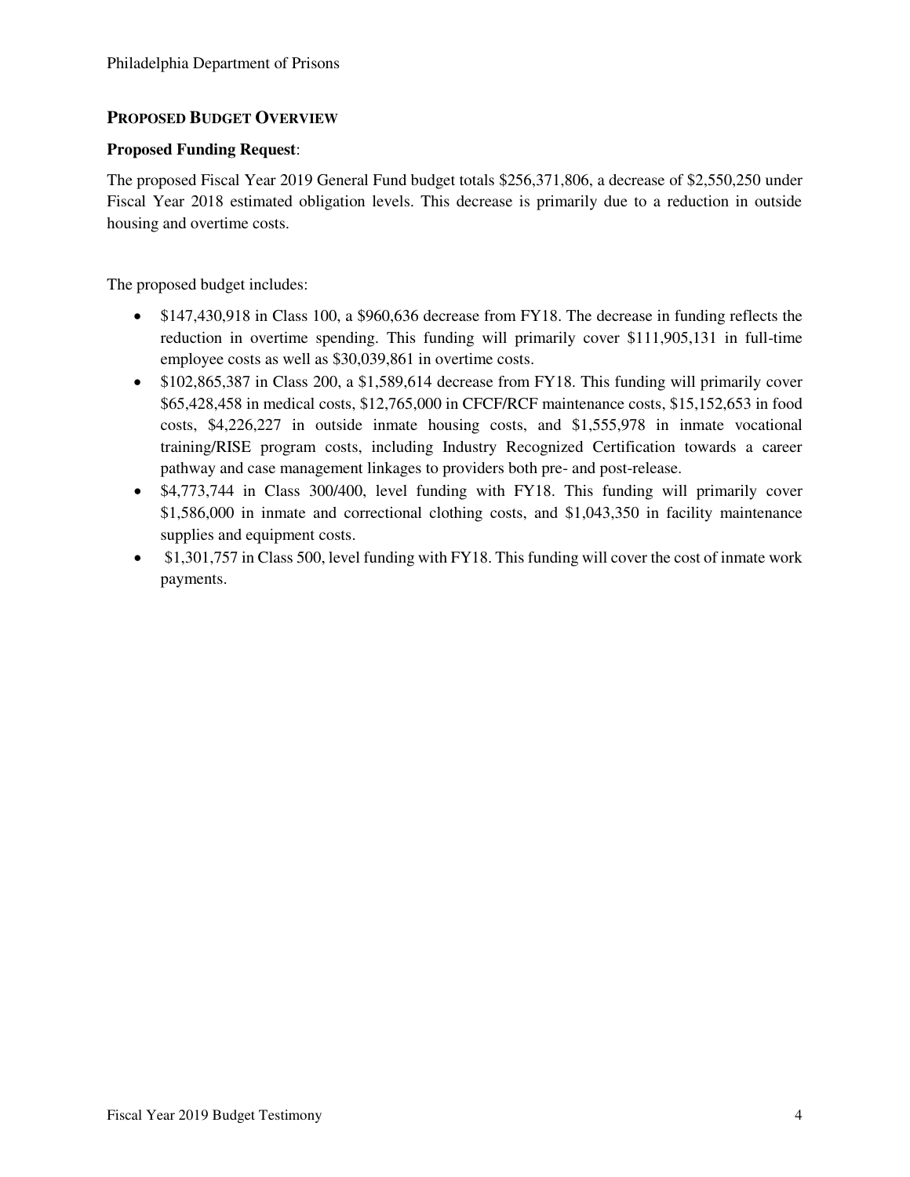## PROPOSED BUDGET OVERVIEW

**Proposed Funding Request**:

The proposed Fiscal Year 2019 General Fund budget totals $256,371,806, a decrease of $2,550,250 under Fiscal Year 2018 estimated obligation levels. This decrease is primarily due to a reduction in outside housing and overtime costs.

The proposed budget includes:

- $147,430,918 in Class 100, a $960,636 decrease from FY18. The decrease in funding reflects the reduction in overtime spending. This funding will primarily cover $111,905,131 in full-time employee costs as well as $30,039,861 in overtime costs.
- $102,865,387 in Class 200, a $1,589,614 decrease from FY18. This funding will primarily cover $65,428,458 in medical costs, $12,765,000 in CFCF/RCF maintenance costs, $15,152,653 in food costs, $4,226,227 in outside inmate housing costs, and $1,555,978 in inmate vocational training/RISE program costs, including Industry Recognized Certification towards a career pathway and case management linkages to providers both pre- and post-release.
- $4,773,744 in Class 300/400, level funding with FY18. This funding will primarily cover $1,586,000 in inmate and correctional clothing costs, and $1,043,350 in facility maintenance supplies and equipment costs.
- $1,301,757 in Class 500, level funding with FY18. This funding will cover the cost of inmate work payments.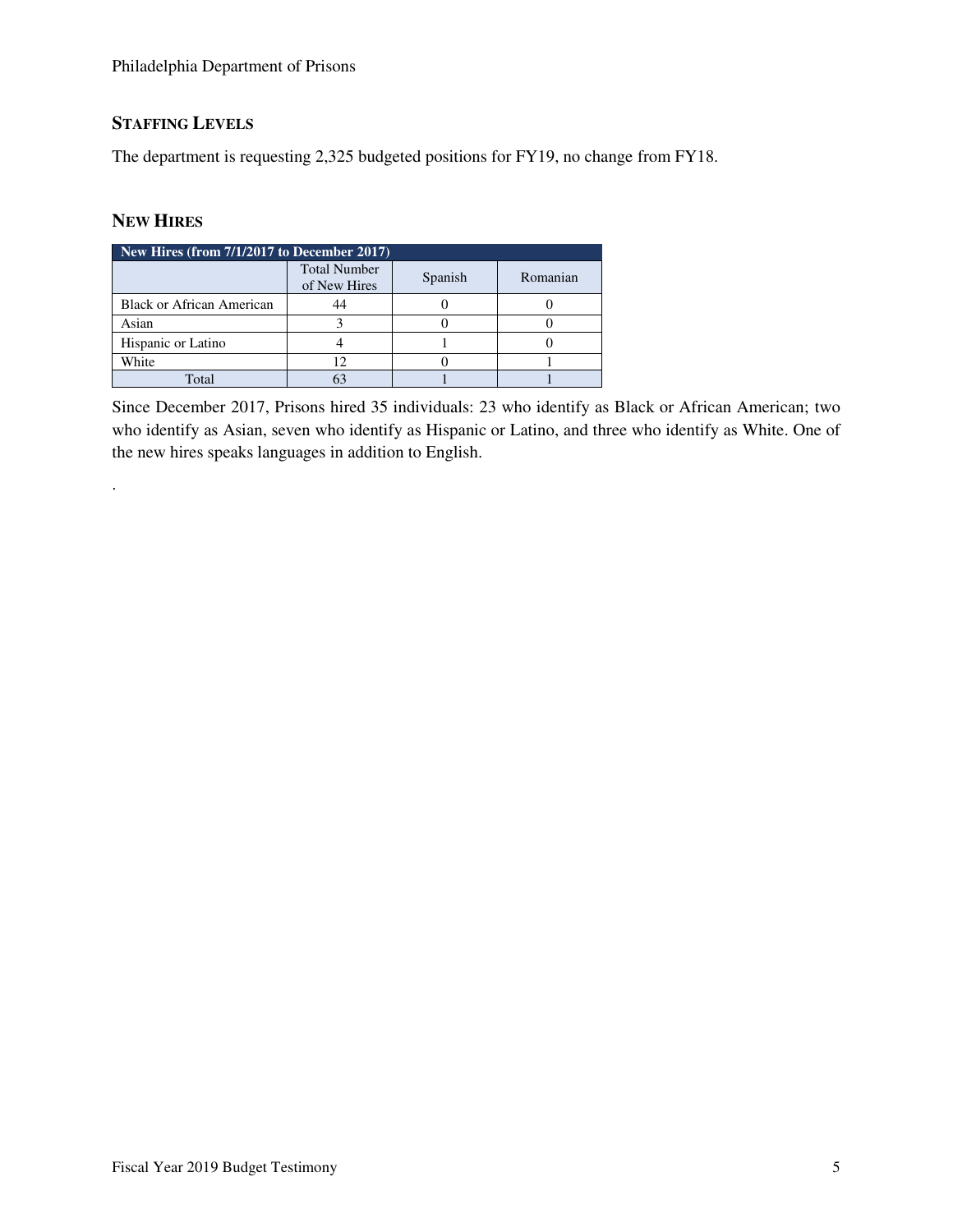### Staffing Levels

The department is requesting 2,325 budgeted positions for FY19, no change from FY18.

### New Hires

| New Hires (from 7/1/2017 to December 2017) | | | |
|---|---|---|---|
| | Total Number of New Hires | Spanish | Romanian |
| Black or African American | 44 | 0 | 0 |
| Asian | 3 | 0 | 0 |
| Hispanic or Latino | 4 | 1 | 0 |
| White | 12 | 0 | 1 |
| Total | 63 | 1 | 1 |

Since December 2017, Prisons hired 35 individuals: 23 who identify as Black or African American; two who identify as Asian, seven who identify as Hispanic or Latino, and three who identify as White. One of the new hires speaks languages in addition to English.

.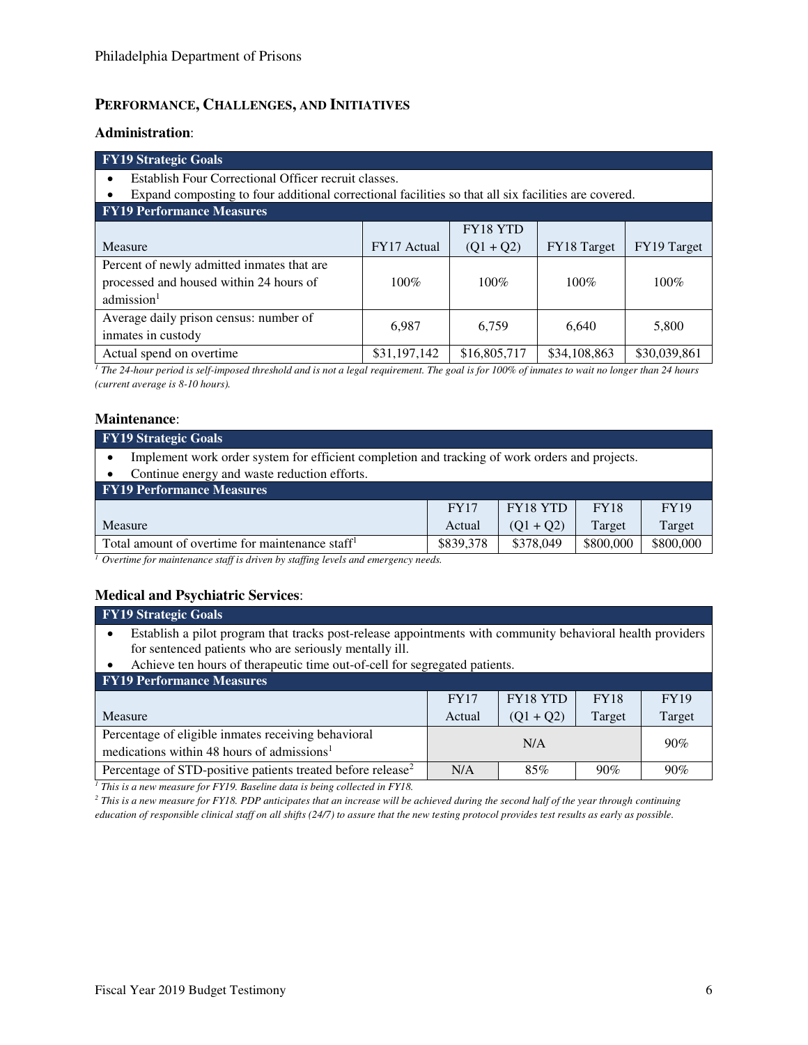## PERFORMANCE, CHALLENGES, AND INITIATIVES

### Administration:

| FY19 Strategic Goals | | | | |
|---|---|---|---|---|
| • Establish Four Correctional Officer recruit classes.<br>• Expand composting to four additional correctional facilities so that all six facilities are covered. | | | | |
| **FY19 Performance Measures** | | | | |
| Measure | FY17 Actual | FY18 YTD (Q1 + Q2) | FY18 Target | FY19 Target |
| Percent of newly admitted inmates that are processed and housed within 24 hours of admission[1] | 100% | 100% | 100% | 100% |
| Average daily prison census: number of inmates in custody | 6,987 | 6,759 | 6,640 | 5,800 |
| Actual spend on overtime | $31,197,142 | $16,805,717 | $34,108,863 | $30,039,861 |

*[1] The 24-hour period is self-imposed threshold and is not a legal requirement. The goal is for 100% of inmates to wait no longer than 24 hours (current average is 8-10 hours).*

### Maintenance:

| FY19 Strategic Goals | | | | |
|---|---|---|---|---|
| • Implement work order system for efficient completion and tracking of work orders and projects.<br>• Continue energy and waste reduction efforts. | | | | |
| **FY19 Performance Measures** | | | | |
| Measure | FY17 Actual | FY18 YTD (Q1 + Q2) | FY18 Target | FY19 Target |
| Total amount of overtime for maintenance staff[1] | $839,378 | $378,049 | $800,000 | $800,000 |

*[1] Overtime for maintenance staff is driven by staffing levels and emergency needs.*

### Medical and Psychiatric Services:

| FY19 Strategic Goals | | | | |
|---|---|---|---|---|
| • Establish a pilot program that tracks post-release appointments with community behavioral health providers for sentenced patients who are seriously mentally ill.<br>• Achieve ten hours of therapeutic time out-of-cell for segregated patients. | | | | |
| **FY19 Performance Measures** | | | | |
| Measure | FY17 Actual | FY18 YTD (Q1 + Q2) | FY18 Target | FY19 Target |
| Percentage of eligible inmates receiving behavioral medications within 48 hours of admissions[1] | N/A | | | 90% |
| Percentage of STD-positive patients treated before release[2] | N/A | 85% | 90% | 90% |

*[1] This is a new measure for FY19. Baseline data is being collected in FY18.*

*[2] This is a new measure for FY18. PDP anticipates that an increase will be achieved during the second half of the year through continuing education of responsible clinical staff on all shifts (24/7) to assure that the new testing protocol provides test results as early as possible.*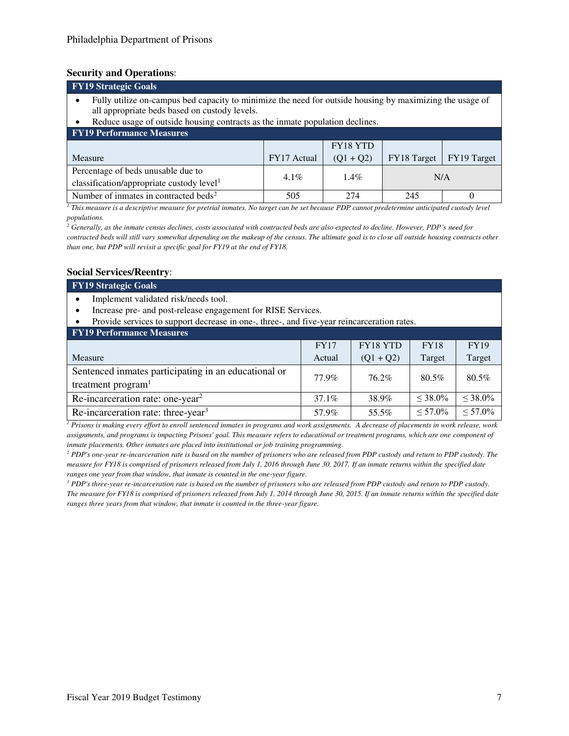**Security and Operations**:

**FY19 Strategic Goals**

- Fully utilize on-campus bed capacity to minimize the need for outside housing by maximizing the usage of all appropriate beds based on custody levels.
- Reduce usage of outside housing contracts as the inmate population declines.

**FY19 Performance Measures**

| Measure | FY17 Actual | FY18 YTD (Q1 + Q2) | FY18 Target | FY19 Target |
|---|---|---|---|---|
| Percentage of beds unusable due to classification/appropriate custody level[1] | 4.1% | 1.4% | N/A | |
| Number of inmates in contracted beds[2] | 505 | 274 | 245 | 0 |

*[1] This measure is a descriptive measure for pretrial inmates. No target can be set because PDP cannot predetermine anticipated custody level populations.*

*[2] Generally, as the inmate census declines, costs associated with contracted beds are also expected to decline. However, PDP's need for contracted beds will still vary somewhat depending on the makeup of the census. The ultimate goal is to close all outside housing contracts other than one, but PDP will revisit a specific goal for FY19 at the end of FY18.*

**Social Services/Reentry**:

**FY19 Strategic Goals**

- Implement validated risk/needs tool.
- Increase pre- and post-release engagement for RISE Services.
- Provide services to support decrease in one-, three-, and five-year reincarceration rates.

**FY19 Performance Measures**

| Measure | FY17 Actual | FY18 YTD (Q1 + Q2) | FY18 Target | FY19 Target |
|---|---|---|---|---|
| Sentenced inmates participating in an educational or treatment program[1] | 77.9% | 76.2% | 80.5% | 80.5% |
| Re-incarceration rate: one-year[2] | 37.1% | 38.9% | ≤ 38.0% | ≤ 38.0% |
| Re-incarceration rate: three-year[3] | 57.9% | 55.5% | ≤ 57.0% | ≤ 57.0% |

*[1] Prisons is making every effort to enroll sentenced inmates in programs and work assignments. A decrease of placements in work release, work assignments, and programs is impacting Prisons' goal. This measure refers to educational or treatment programs, which are one component of inmate placements. Other inmates are placed into institutional or job training programming.*

*[2] PDP's one-year re-incarceration rate is based on the number of prisoners who are released from PDP custody and return to PDP custody. The measure for FY18 is comprised of prisoners released from July 1, 2016 through June 30, 2017. If an inmate returns within the specified date ranges one year from that window, that inmate is counted in the one-year figure.*

*[3] PDP's three-year re-incarceration rate is based on the number of prisoners who are released from PDP custody and return to PDP custody. The measure for FY18 is comprised of prisoners released from July 1, 2014 through June 30, 2015. If an inmate returns within the specified date ranges three years from that window, that inmate is counted in the three-year figure.*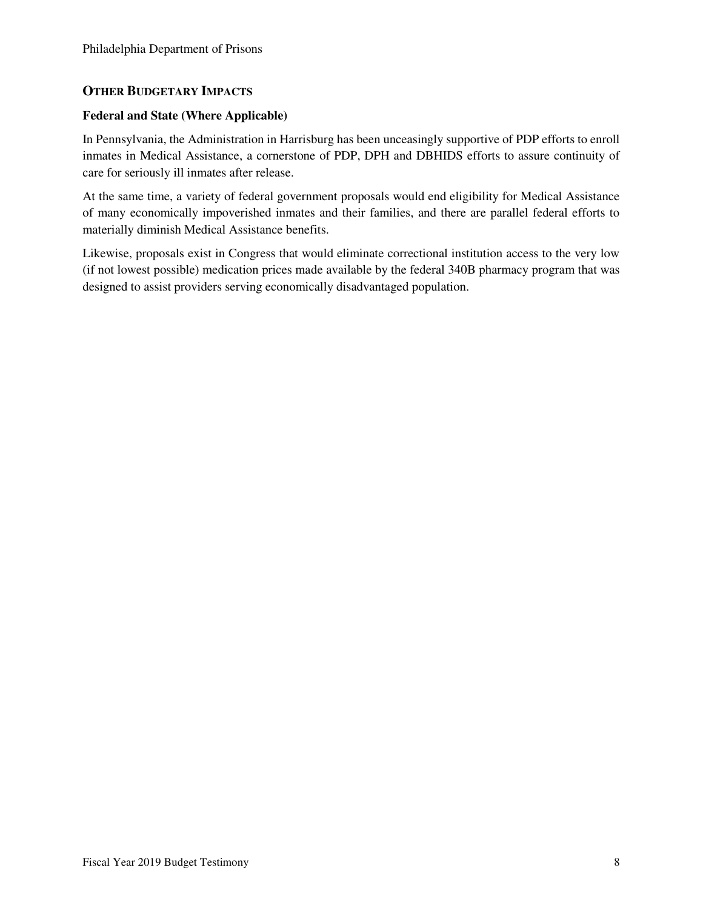## Other Budgetary Impacts

### Federal and State (Where Applicable)

In Pennsylvania, the Administration in Harrisburg has been unceasingly supportive of PDP efforts to enroll inmates in Medical Assistance, a cornerstone of PDP, DPH and DBHIDS efforts to assure continuity of care for seriously ill inmates after release.

At the same time, a variety of federal government proposals would end eligibility for Medical Assistance of many economically impoverished inmates and their families, and there are parallel federal efforts to materially diminish Medical Assistance benefits.

Likewise, proposals exist in Congress that would eliminate correctional institution access to the very low (if not lowest possible) medication prices made available by the federal 340B pharmacy program that was designed to assist providers serving economically disadvantaged population.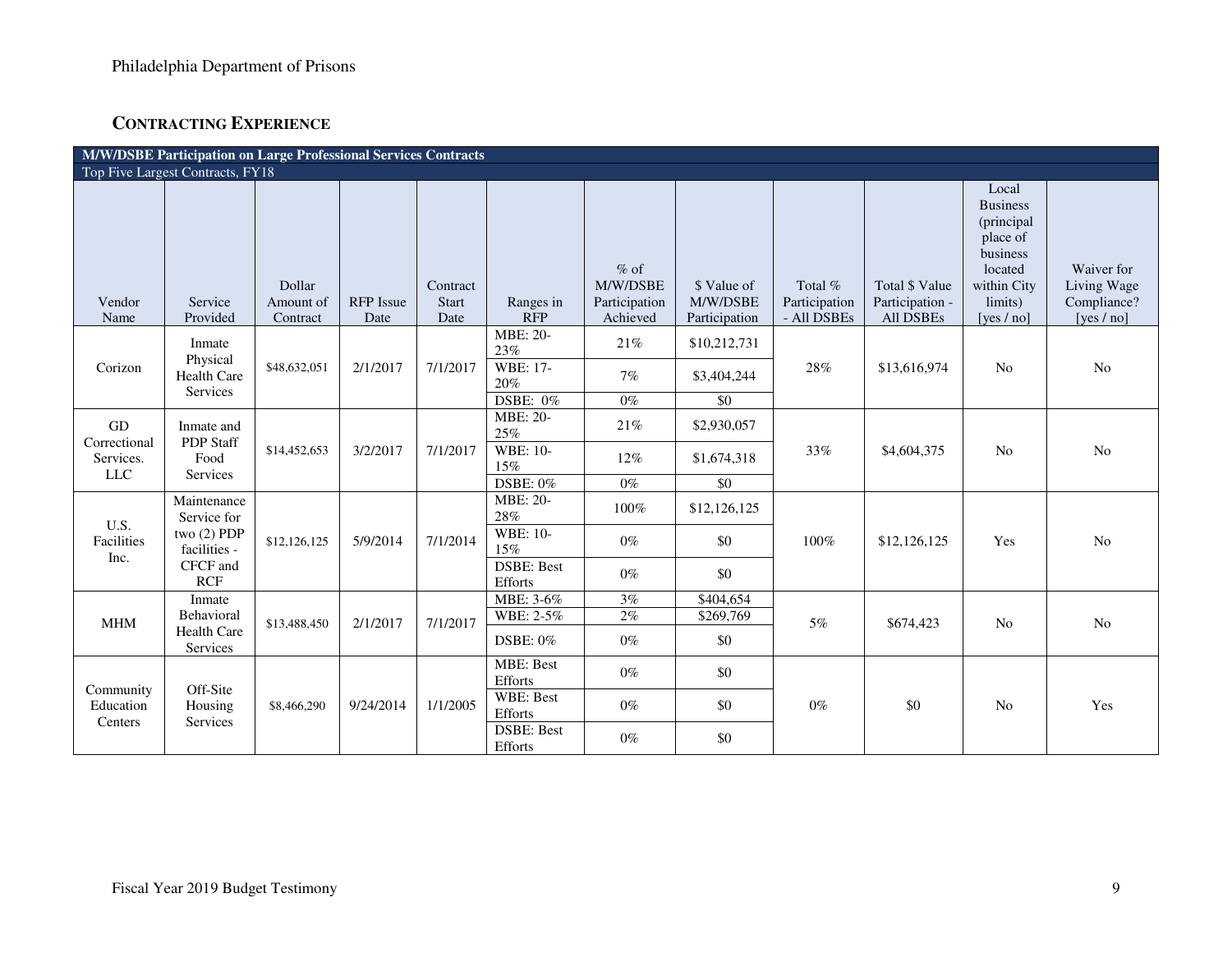Philadelphia Department of Prisons

## CONTRACTING EXPERIENCE

| M/W/DSBE Participation on Large Professional Services Contracts | | | | | | | | | | | |
|---|---|---|---|---|---|---|---|---|---|---|---|
| Top Five Largest Contracts, FY18 | | | | | | | | | | | |
| Vendor Name | Service Provided | Dollar Amount of Contract | RFP Issue Date | Contract Start Date | Ranges in RFP | % of M/W/DSBE Participation Achieved | $ Value of M/W/DSBE Participation | Total % Participation - All DSBEs | Total $ Value Participation - All DSBEs | Local Business (principal place of business located within City limits) [yes / no] | Waiver for Living Wage Compliance? [yes / no] |
| Corizon | Inmate Physical Health Care Services | $48,632,051 | 2/1/2017 | 7/1/2017 | MBE: 20-23% | 21% | $10,212,731 | 28% | $13,616,974 | No | No |
| | | | | | WBE: 17-20% | 7% | $3,404,244 | | | | |
| | | | | | DSBE: 0% | 0% | $0 | | | | |
| GD Correctional Services. LLC | Inmate and PDP Staff Food Services | $14,452,653 | 3/2/2017 | 7/1/2017 | MBE: 20-25% | 21% | $2,930,057 | 33% | $4,604,375 | No | No |
| | | | | | WBE: 10-15% | 12% | $1,674,318 | | | | |
| | | | | | DSBE: 0% | 0% | $0 | | | | |
| U.S. Facilities Inc. | Maintenance Service for two (2) PDP facilities - CFCF and RCF | $12,126,125 | 5/9/2014 | 7/1/2014 | MBE: 20-28% | 100% | $12,126,125 | 100% | $12,126,125 | Yes | No |
| | | | | | WBE: 10-15% | 0% | $0 | | | | |
| | | | | | DSBE: Best Efforts | 0% | $0 | | | | |
| MHM | Inmate Behavioral Health Care Services | $13,488,450 | 2/1/2017 | 7/1/2017 | MBE: 3-6% | 3% | $404,654 | 5% | $674,423 | No | No |
| | | | | | WBE: 2-5% | 2% | $269,769 | | | | |
| | | | | | DSBE: 0% | 0% | $0 | | | | |
| Community Education Centers | Off-Site Housing Services | $8,466,290 | 9/24/2014 | 1/1/2005 | MBE: Best Efforts | 0% | $0 | 0% | $0 | No | Yes |
| | | | | | WBE: Best Efforts | 0% | $0 | | | | |
| | | | | | DSBE: Best Efforts | 0% | $0 | | | | |

Fiscal Year 2019 Budget Testimony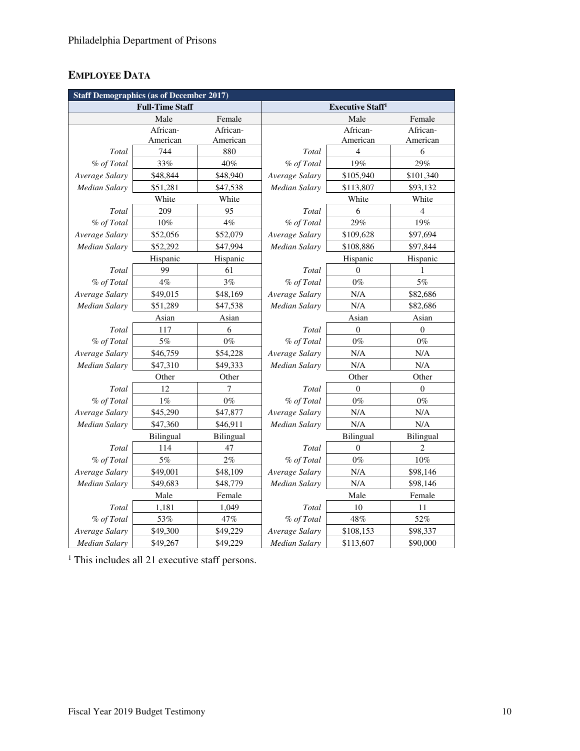## EMPLOYEE DATA

| Staff Demographics (as of December 2017) | | | | | |
|---|---|---|---|---|---|
| **Full-Time Staff** | | | **Executive Staff[1]** | | |
| | Male | Female | | Male | Female |
| | African-American | African-American | | African-American | African-American |
| *Total* | 744 | 880 | *Total* | 4 | 6 |
| *% of Total* | 33% | 40% | *% of Total* | 19% | 29% |
| *Average Salary* | $48,844 | $48,940 | *Average Salary* | $105,940 | $101,340 |
| *Median Salary* | $51,281 | $47,538 | *Median Salary* | $113,807 | $93,132 |
| | White | White | | White | White |
| *Total* | 209 | 95 | *Total* | 6 | 4 |
| *% of Total* | 10% | 4% | *% of Total* | 29% | 19% |
| *Average Salary* | $52,056 | $52,079 | *Average Salary* | $109,628 | $97,694 |
| *Median Salary* | $52,292 | $47,994 | *Median Salary* | $108,886 | $97,844 |
| | Hispanic | Hispanic | | Hispanic | Hispanic |
| *Total* | 99 | 61 | *Total* | 0 | 1 |
| *% of Total* | 4% | 3% | *% of Total* | 0% | 5% |
| *Average Salary* | $49,015 | $48,169 | *Average Salary* | N/A | $82,686 |
| *Median Salary* | $51,289 | $47,538 | *Median Salary* | N/A | $82,686 |
| | Asian | Asian | | Asian | Asian |
| *Total* | 117 | 6 | *Total* | 0 | 0 |
| *% of Total* | 5% | 0% | *% of Total* | 0% | 0% |
| *Average Salary* | $46,759 | $54,228 | *Average Salary* | N/A | N/A |
| *Median Salary* | $47,310 | $49,333 | *Median Salary* | N/A | N/A |
| | Other | Other | | Other | Other |
| *Total* | 12 | 7 | *Total* | 0 | 0 |
| *% of Total* | 1% | 0% | *% of Total* | 0% | 0% |
| *Average Salary* | $45,290 | $47,877 | *Average Salary* | N/A | N/A |
| *Median Salary* | $47,360 | $46,911 | *Median Salary* | N/A | N/A |
| | Bilingual | Bilingual | | Bilingual | Bilingual |
| *Total* | 114 | 47 | *Total* | 0 | 2 |
| *% of Total* | 5% | 2% | *% of Total* | 0% | 10% |
| *Average Salary* | $49,001 | $48,109 | *Average Salary* | N/A | $98,146 |
| *Median Salary* | $49,683 | $48,779 | *Median Salary* | N/A | $98,146 |
| | Male | Female | | Male | Female |
| *Total* | 1,181 | 1,049 | *Total* | 10 | 11 |
| *% of Total* | 53% | 47% | *% of Total* | 48% | 52% |
| *Average Salary* | $49,300 | $49,229 | *Average Salary* | $108,153 | $98,337 |
| *Median Salary* | $49,267 | $49,229 | *Median Salary* | $113,607 | $90,000 |

[1] This includes all 21 executive staff persons.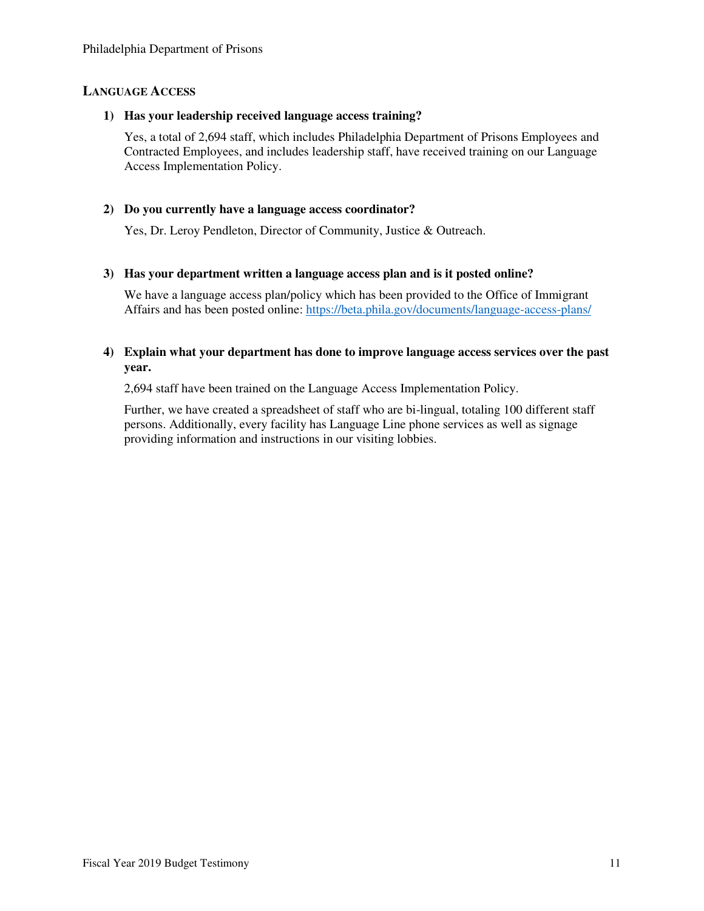## Language Access

1) **Has your leadership received language access training?**

   Yes, a total of 2,694 staff, which includes Philadelphia Department of Prisons Employees and Contracted Employees, and includes leadership staff, have received training on our Language Access Implementation Policy.

2) **Do you currently have a language access coordinator?**

   Yes, Dr. Leroy Pendleton, Director of Community, Justice & Outreach.

3) **Has your department written a language access plan and is it posted online?**

   We have a language access plan/policy which has been provided to the Office of Immigrant Affairs and has been posted online: https://beta.phila.gov/documents/language-access-plans/

4) **Explain what your department has done to improve language access services over the past year.**

   2,694 staff have been trained on the Language Access Implementation Policy.

   Further, we have created a spreadsheet of staff who are bi-lingual, totaling 100 different staff persons. Additionally, every facility has Language Line phone services as well as signage providing information and instructions in our visiting lobbies.